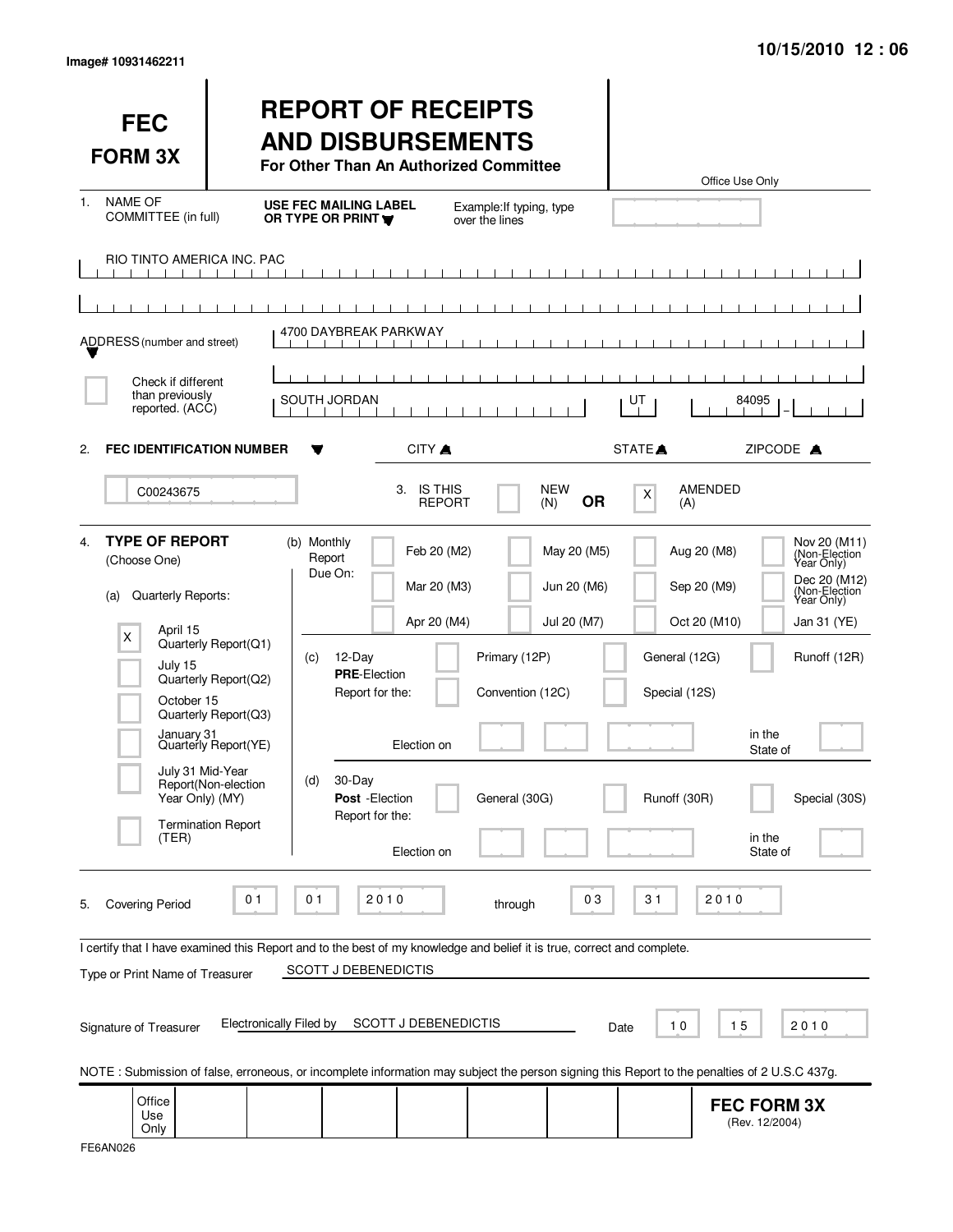Image# 10931462211

10/15/2010 12 : 06

# FEC FORM 3X

# REPORT OF RECEIPTS AND DISBURSEMENTS

**For Other Than An Authorized Committee**

Office Use Only

1. NAME OF COMMITTEE (in full) — **USE FEC MAILING LABEL OR TYPE OR PRINT** — Example: If typing, type over the lines

RIO TINTO AMERICA INC. PAC

ADDRESS (number and street): 4700 DAYBREAK PARKWAY

[ ] Check if different than previously reported. (ACC)

CITY: SOUTH JORDAN — STATE: UT — ZIPCODE: 84095

2. **FEC IDENTIFICATION NUMBER**: C00243675

3. IS THIS REPORT: [ ] NEW (N) **OR** [X] AMENDED (A)

4. **TYPE OF REPORT** (Choose One)

(a) Quarterly Reports:

- [X] April 15 Quarterly Report(Q1)
- [ ] July 15 Quarterly Report(Q2)
- [ ] October 15 Quarterly Report(Q3)
- [ ] January 31 Quarterly Report(YE)
- [ ] July 31 Mid-Year Report(Non-election Year Only) (MY)
- [ ] Termination Report (TER)

(b) Monthly Report Due On:

- [ ] Feb 20 (M2)
- [ ] Mar 20 (M3)
- [ ] Apr 20 (M4)
- [ ] May 20 (M5)
- [ ] Jun 20 (M6)
- [ ] Jul 20 (M7)
- [ ] Aug 20 (M8)
- [ ] Sep 20 (M9)
- [ ] Oct 20 (M10)
- [ ] Nov 20 (M11) (Non-Election Year Only)
- [ ] Dec 20 (M12) (Non-Election Year Only)
- [ ] Jan 31 (YE)

(c) 12-Day **PRE**-Election Report for the:

- [ ] Primary (12P)
- [ ] General (12G)
- [ ] Runoff (12R)
- [ ] Convention (12C)
- [ ] Special (12S)

Election on ____ in the State of ____

(d) 30-Day **Post** -Election Report for the:

- [ ] General (30G)
- [ ] Runoff (30R)
- [ ] Special (30S)

Election on ____ in the State of ____

5. Covering Period 01 01 2010 through 03 31 2010

I certify that I have examined this Report and to the best of my knowledge and belief it is true, correct and complete.

Type or Print Name of Treasurer: SCOTT J DEBENEDICTIS

Signature of Treasurer: Electronically Filed by SCOTT J DEBENEDICTIS — Date: 10 15 2010

NOTE : Submission of false, erroneous, or incomplete information may subject the person signing this Report to the penalties of 2 U.S.C 437g.

Office Use Only

**FEC FORM 3X** (Rev. 12/2004)

FE6AN026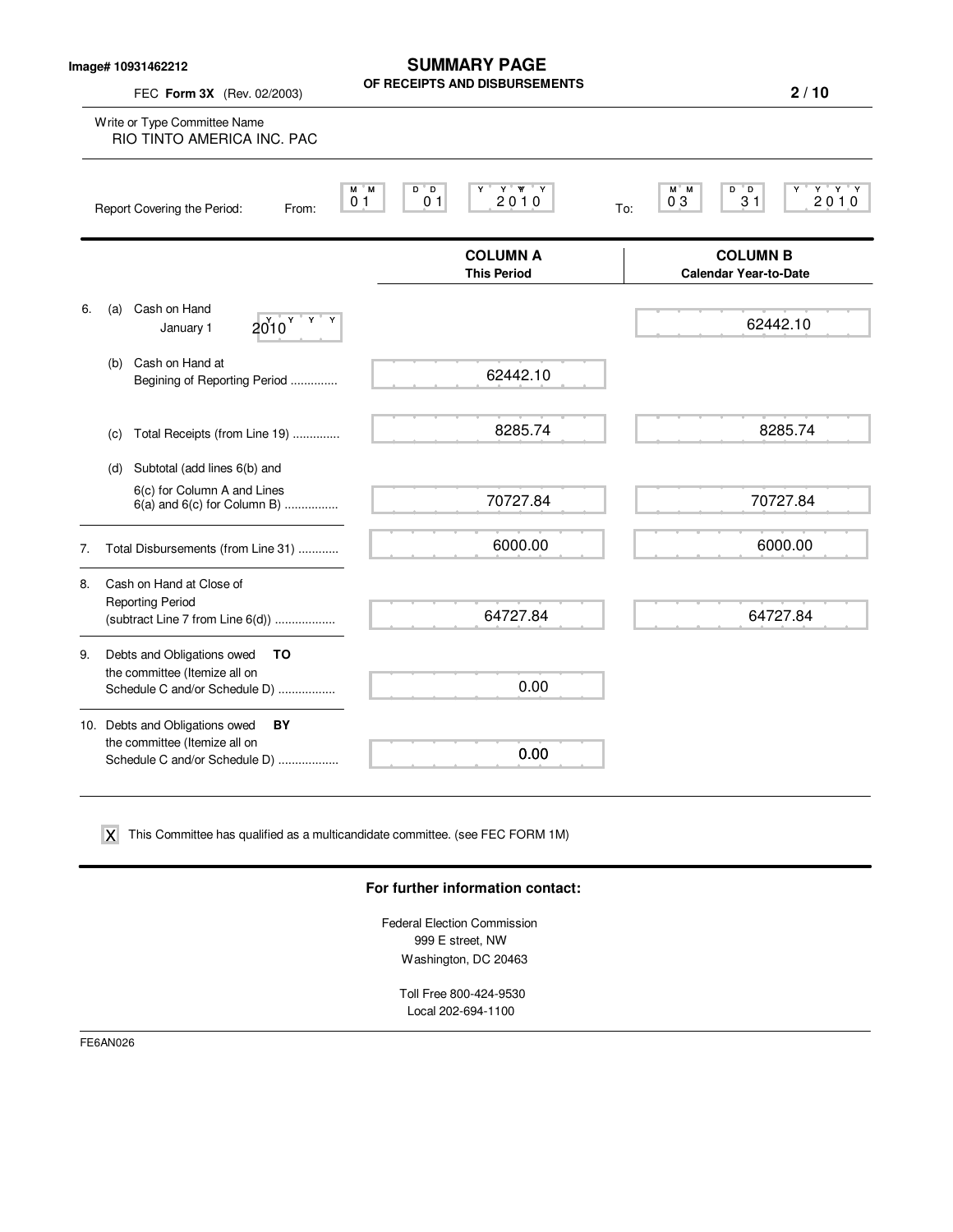Image# 10931462212

# SUMMARY PAGE
## OF RECEIPTS AND DISBURSEMENTS

FEC **Form 3X** (Rev. 02/2003)

Write or Type Committee Name
RIO TINTO AMERICA INC. PAC

Report Covering the Period: From: 01 01 2010 To: 03 31 2010

| | COLUMN A This Period | COLUMN B Calendar Year-to-Date |
|---|---|---|
| 6. (a) Cash on Hand January 1 2010 | | 62442.10 |
| (b) Cash on Hand at Begining of Reporting Period .............. | 62442.10 | |
| (c) Total Receipts (from Line 19) .............. | 8285.74 | 8285.74 |
| (d) Subtotal (add lines 6(b) and 6(c) for Column A and Lines 6(a) and 6(c) for Column B) ................ | 70727.84 | 70727.84 |
| 7. Total Disbursements (from Line 31) ............ | 6000.00 | 6000.00 |
| 8. Cash on Hand at Close of Reporting Period (subtract Line 7 from Line 6(d)) .................. | 64727.84 | 64727.84 |
| 9. Debts and Obligations owed **TO** the committee (Itemize all on Schedule C and/or Schedule D) ................. | 0.00 | |
| 10. Debts and Obligations owed **BY** the committee (Itemize all on Schedule C and/or Schedule D) .................. | 0.00 | |

[X] This Committee has qualified as a multicandidate committee. (see FEC FORM 1M)

**For further information contact:**

Federal Election Commission
999 E street, NW
Washington, DC 20463

Toll Free 800-424-9530
Local 202-694-1100

FE6AN026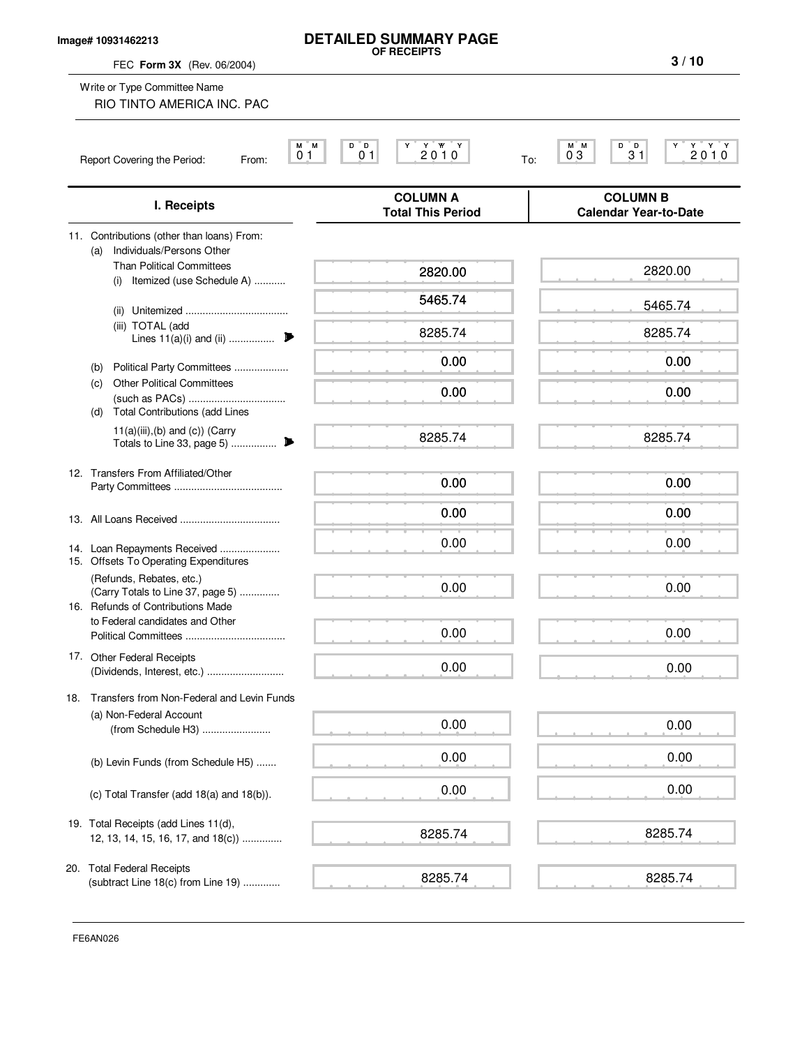Image# 10931462213

# DETAILED SUMMARY PAGE

**OF RECEIPTS**

FEC **Form 3X** (Rev. 06/2004)

Write or Type Committee Name

RIO TINTO AMERICA INC. PAC

Report Covering the Period: From: 01 01 2010 To: 03 31 2010

| I. Receipts | COLUMN A Total This Period | COLUMN B Calendar Year-to-Date |
|---|---|---|
| 11. Contributions (other than loans) From: | | |
| (a) Individuals/Persons Other Than Political Committees | | |
| (i) Itemized (use Schedule A) ........... | 2820.00 | 2820.00 |
| (ii) Unitemized ................................... | 5465.74 | 5465.74 |
| (iii) TOTAL (add Lines 11(a)(i) and (ii) ................ | 8285.74 | 8285.74 |
| (b) Political Party Committees ................... | 0.00 | 0.00 |
| (c) Other Political Committees (such as PACs) .................................. | 0.00 | 0.00 |
| (d) Total Contributions (add Lines 11(a)(iii),(b) and (c)) (Carry Totals to Line 33, page 5) ................ | 8285.74 | 8285.74 |
| 12. Transfers From Affiliated/Other Party Committees ...................................... | 0.00 | 0.00 |
| 13. All Loans Received ................................... | 0.00 | 0.00 |
| 14. Loan Repayments Received ..................... | 0.00 | 0.00 |
| 15. Offsets To Operating Expenditures (Refunds, Rebates, etc.) (Carry Totals to Line 37, page 5) ............. | 0.00 | 0.00 |
| 16. Refunds of Contributions Made to Federal candidates and Other Political Committees ................................... | 0.00 | 0.00 |
| 17. Other Federal Receipts (Dividends, Interest, etc.) ........................... | 0.00 | 0.00 |
| 18. Transfers from Non-Federal and Levin Funds | | |
| (a) Non-Federal Account (from Schedule H3) ........................ | 0.00 | 0.00 |
| (b) Levin Funds (from Schedule H5) ....... | 0.00 | 0.00 |
| (c) Total Transfer (add 18(a) and 18(b)). | 0.00 | 0.00 |
| 19. Total Receipts (add Lines 11(d), 12, 13, 14, 15, 16, 17, and 18(c)) .............. | 8285.74 | 8285.74 |
| 20. Total Federal Receipts (subtract Line 18(c) from Line 19) ............. | 8285.74 | 8285.74 |

FE6AN026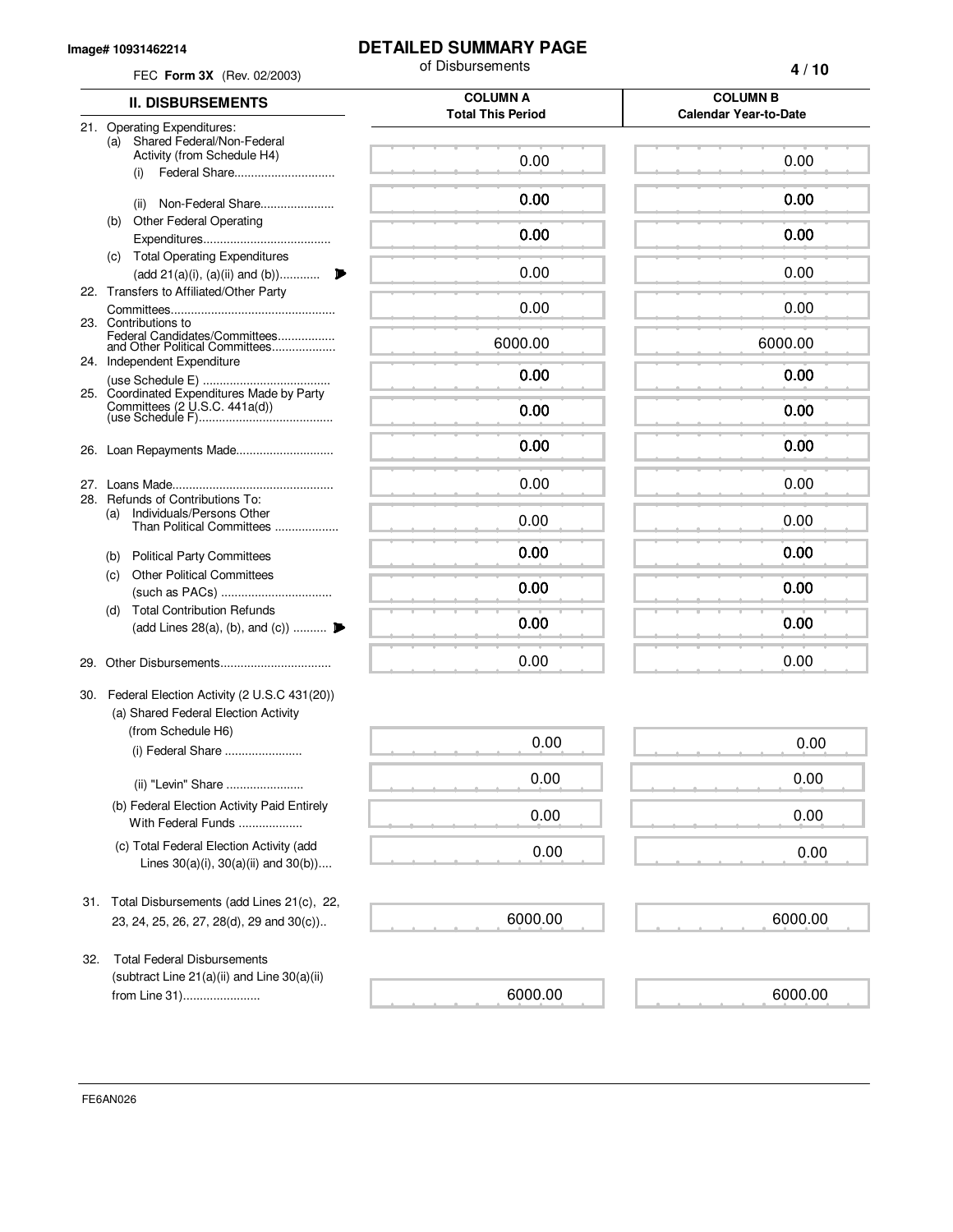Image# 10931462214

FEC **Form 3X** (Rev. 02/2003)

# DETAILED SUMMARY PAGE

of Disbursements

| II. DISBURSEMENTS | COLUMN A Total This Period | COLUMN B Calendar Year-to-Date |
|---|---|---|
| 21. Operating Expenditures: | | |
| (a) Shared Federal/Non-Federal Activity (from Schedule H4) | | |
| (i) Federal Share | 0.00 | 0.00 |
| (ii) Non-Federal Share | 0.00 | 0.00 |
| (b) Other Federal Operating Expenditures | 0.00 | 0.00 |
| (c) Total Operating Expenditures (add 21(a)(i), (a)(ii) and (b)) | 0.00 | 0.00 |
| 22. Transfers to Affiliated/Other Party Committees | 0.00 | 0.00 |
| 23. Contributions to Federal Candidates/Committees and Other Political Committees | 6000.00 | 6000.00 |
| 24. Independent Expenditure (use Schedule E) | 0.00 | 0.00 |
| 25. Coordinated Expenditures Made by Party Committees (2 U.S.C. 441a(d)) (use Schedule F) | 0.00 | 0.00 |
| 26. Loan Repayments Made | 0.00 | 0.00 |
| 27. Loans Made | 0.00 | 0.00 |
| 28. Refunds of Contributions To: | | |
| (a) Individuals/Persons Other Than Political Committees | 0.00 | 0.00 |
| (b) Political Party Committees | 0.00 | 0.00 |
| (c) Other Political Committees (such as PACs) | 0.00 | 0.00 |
| (d) Total Contribution Refunds (add Lines 28(a), (b), and (c)) | 0.00 | 0.00 |
| 29. Other Disbursements | 0.00 | 0.00 |
| 30. Federal Election Activity (2 U.S.C 431(20)) | | |
| (a) Shared Federal Election Activity (from Schedule H6) | | |
| (i) Federal Share | 0.00 | 0.00 |
| (ii) "Levin" Share | 0.00 | 0.00 |
| (b) Federal Election Activity Paid Entirely With Federal Funds | 0.00 | 0.00 |
| (c) Total Federal Election Activity (add Lines 30(a)(i), 30(a)(ii) and 30(b)) | 0.00 | 0.00 |
| 31. Total Disbursements (add Lines 21(c), 22, 23, 24, 25, 26, 27, 28(d), 29 and 30(c)) | 6000.00 | 6000.00 |
| 32. Total Federal Disbursements (subtract Line 21(a)(ii) and Line 30(a)(ii) from Line 31) | 6000.00 | 6000.00 |

FE6AN026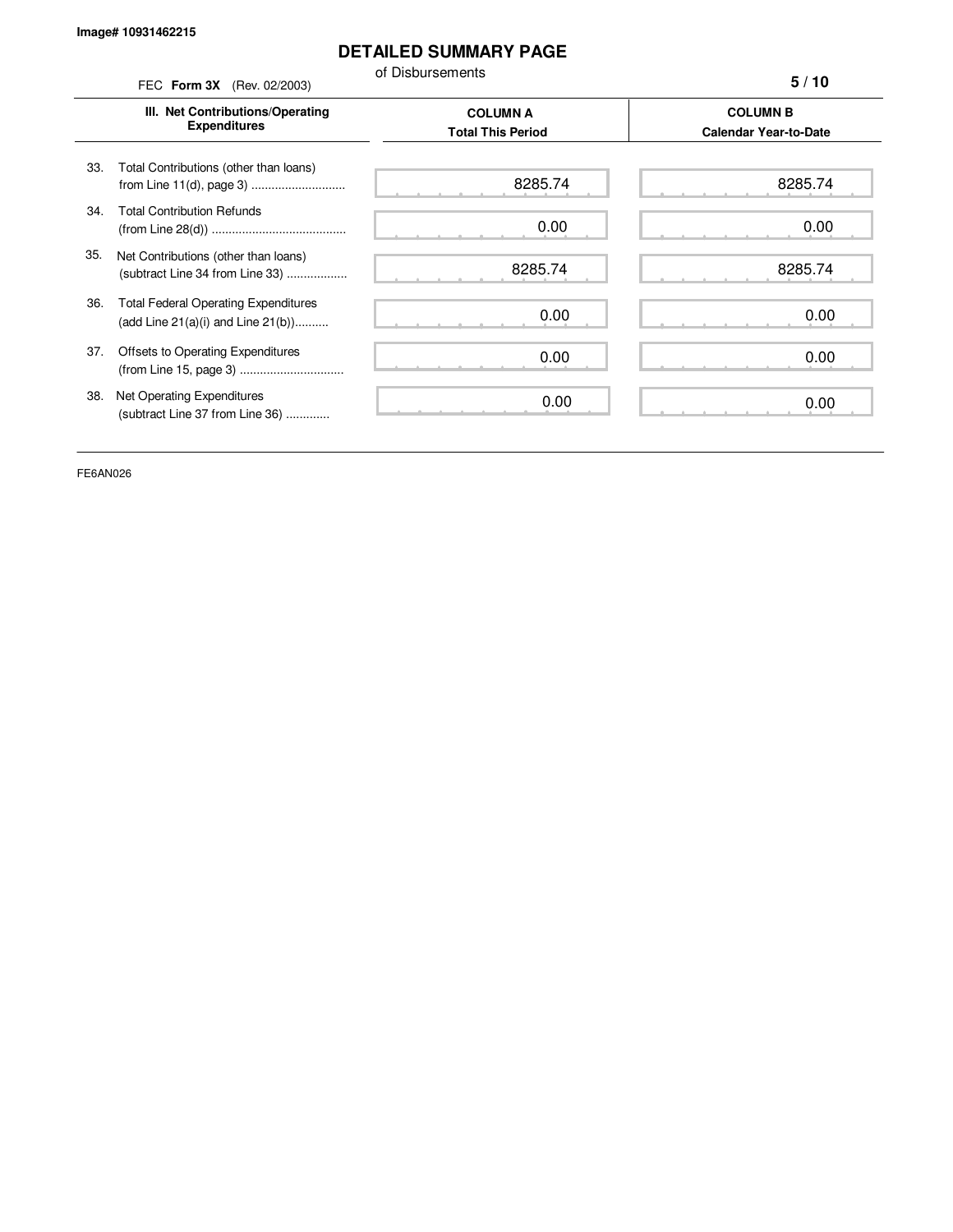Image# 10931462215

# DETAILED SUMMARY PAGE

of Disbursements

FEC **Form 3X** (Rev. 02/2003)

| III. Net Contributions/Operating Expenditures | COLUMN A Total This Period | COLUMN B Calendar Year-to-Date |
|---|---|---|
| 33. Total Contributions (other than loans) from Line 11(d), page 3 ............................ | 8285.74 | 8285.74 |
| 34. Total Contribution Refunds (from Line 28(d)) ........................................ | 0.00 | 0.00 |
| 35. Net Contributions (other than loans) (subtract Line 34 from Line 33) .................. | 8285.74 | 8285.74 |
| 36. Total Federal Operating Expenditures (add Line 21(a)(i) and Line 21(b)).......... | 0.00 | 0.00 |
| 37. Offsets to Operating Expenditures (from Line 15, page 3) ............................... | 0.00 | 0.00 |
| 38. Net Operating Expenditures (subtract Line 37 from Line 36) ............ | 0.00 | 0.00 |

FE6AN026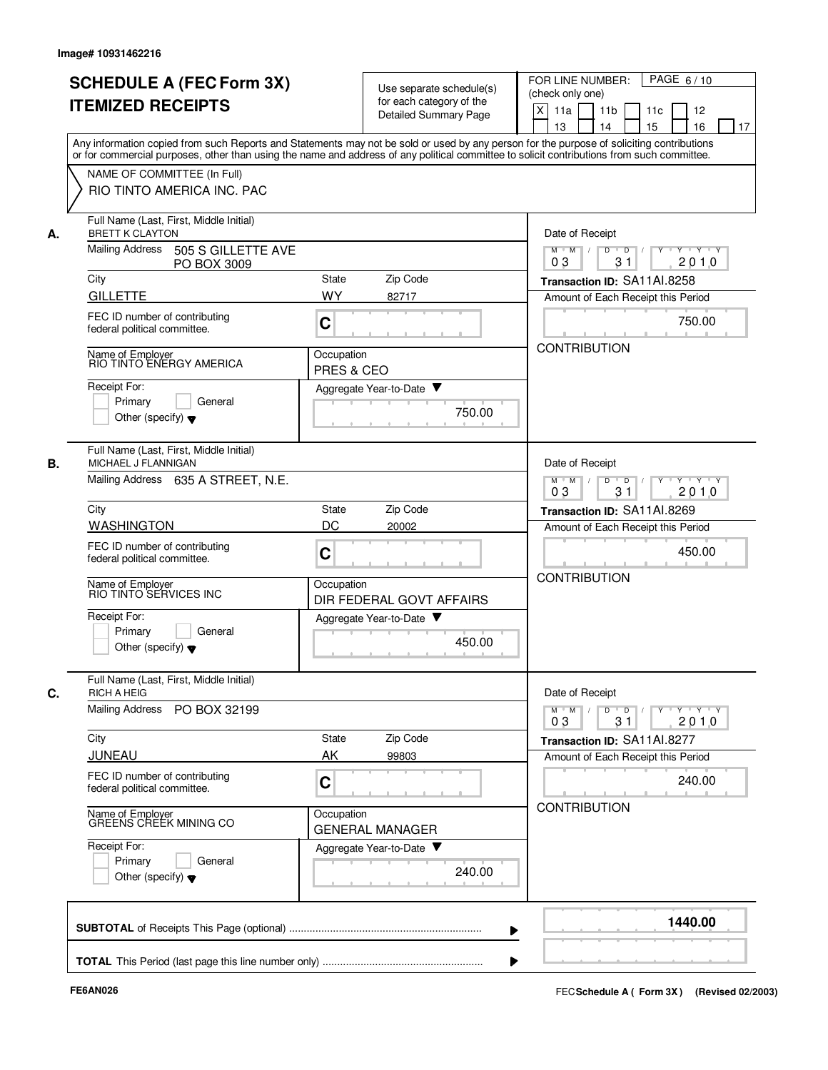Image# 10931462216

# SCHEDULE A (FEC Form 3X) ITEMIZED RECEIPTS

Use separate schedule(s) for each category of the Detailed Summary Page

FOR LINE NUMBER: (check only one)

[X] 11a [ ] 11b [ ] 11c [ ] 12 [ ] 13 [ ] 14 [ ] 15 [ ] 16 [ ] 17

PAGE 6 / 10

Any information copied from such Reports and Statements may not be sold or used by any person for the purpose of soliciting contributions or for commercial purposes, other than using the name and address of any political committee to solicit contributions from such committee.

NAME OF COMMITTEE (In Full)
RIO TINTO AMERICA INC. PAC

---

**A.** Full Name (Last, First, Middle Initial): BRETT K CLAYTON

Mailing Address: 505 S GILLETTE AVE, PO BOX 3009

City: GILLETTE | State: WY | Zip Code: 82717

FEC ID number of contributing federal political committee: C

Name of Employer: RIO TINTO ENERGY AMERICA

Occupation: PRES & CEO

Receipt For: Primary / General / Other (specify)

Aggregate Year-to-Date: 750.00

Date of Receipt: 03 / 31 / 2010

Transaction ID: SA11AI.8258

Amount of Each Receipt this Period: 750.00

CONTRIBUTION

---

**B.** Full Name (Last, First, Middle Initial): MICHAEL J FLANNIGAN

Mailing Address: 635 A STREET, N.E.

City: WASHINGTON | State: DC | Zip Code: 20002

FEC ID number of contributing federal political committee: C

Name of Employer: RIO TINTO SERVICES INC

Occupation: DIR FEDERAL GOVT AFFAIRS

Receipt For: Primary / General / Other (specify)

Aggregate Year-to-Date: 450.00

Date of Receipt: 03 / 31 / 2010

Transaction ID: SA11AI.8269

Amount of Each Receipt this Period: 450.00

CONTRIBUTION

---

**C.** Full Name (Last, First, Middle Initial): RICH A HEIG

Mailing Address: PO BOX 32199

City: JUNEAU | State: AK | Zip Code: 99803

FEC ID number of contributing federal political committee: C

Name of Employer: GREENS CREEK MINING CO

Occupation: GENERAL MANAGER

Receipt For: Primary / General / Other (specify)

Aggregate Year-to-Date: 240.00

Date of Receipt: 03 / 31 / 2010

Transaction ID: SA11AI.8277

Amount of Each Receipt this Period: 240.00

CONTRIBUTION

---

**SUBTOTAL** of Receipts This Page (optional): **1440.00**

**TOTAL** This Period (last page this line number only):

FE6AN026

FEC Schedule A ( Form 3X ) (Revised 02/2003)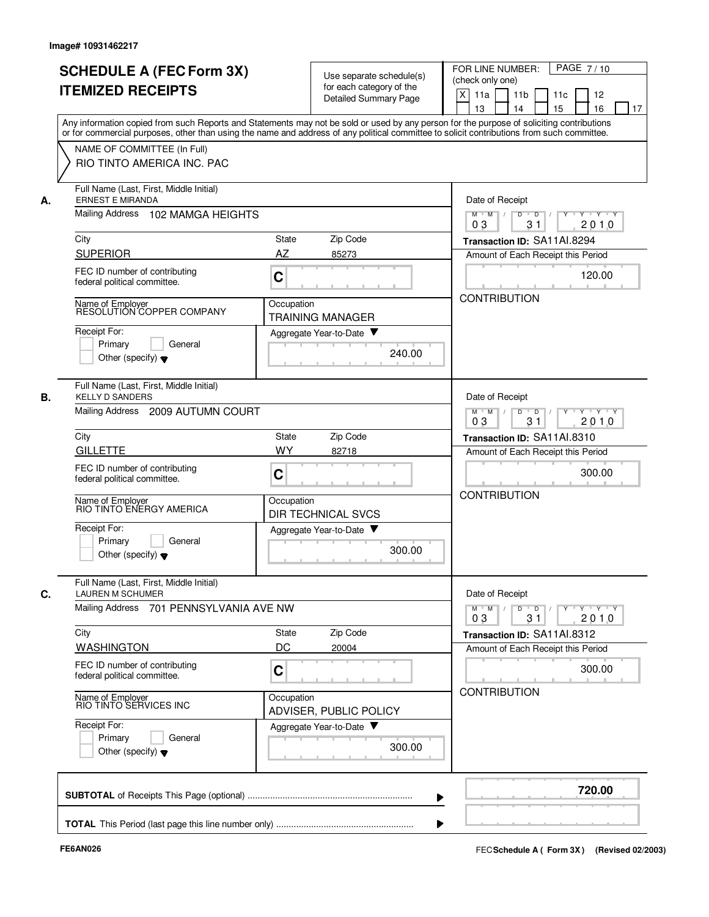Image# 10931462217

# SCHEDULE A (FEC Form 3X) ITEMIZED RECEIPTS

Use separate schedule(s) for each category of the Detailed Summary Page

FOR LINE NUMBER: (check only one)
[X] 11a [ ] 11b [ ] 11c [ ] 12 [ ] 13 [ ] 14 [ ] 15 [ ] 16 [ ] 17

PAGE 7 / 10

Any information copied from such Reports and Statements may not be sold or used by any person for the purpose of soliciting contributions or for commercial purposes, other than using the name and address of any political committee to solicit contributions from such committee.

NAME OF COMMITTEE (In Full)
RIO TINTO AMERICA INC. PAC

## A.

Full Name (Last, First, Middle Initial): ERNEST E MIRANDA
Mailing Address: 102 MAMGA HEIGHTS
City: SUPERIOR | State: AZ | Zip Code: 85273
FEC ID number of contributing federal political committee: C
Name of Employer: RESOLUTION COPPER COMPANY
Occupation: TRAINING MANAGER
Receipt For: [ ] Primary [ ] General [ ] Other (specify)
Aggregate Year-to-Date: 240.00

Date of Receipt: 03 / 31 / 2010
Transaction ID: SA11AI.8294
Amount of Each Receipt this Period: 120.00
CONTRIBUTION

## B.

Full Name (Last, First, Middle Initial): KELLY D SANDERS
Mailing Address: 2009 AUTUMN COURT
City: GILLETTE | State: WY | Zip Code: 82718
FEC ID number of contributing federal political committee: C
Name of Employer: RIO TINTO ENERGY AMERICA
Occupation: DIR TECHNICAL SVCS
Receipt For: [ ] Primary [ ] General [ ] Other (specify)
Aggregate Year-to-Date: 300.00

Date of Receipt: 03 / 31 / 2010
Transaction ID: SA11AI.8310
Amount of Each Receipt this Period: 300.00
CONTRIBUTION

## C.

Full Name (Last, First, Middle Initial): LAUREN M SCHUMER
Mailing Address: 701 PENNSYLVANIA AVE NW
City: WASHINGTON | State: DC | Zip Code: 20004
FEC ID number of contributing federal political committee: C
Name of Employer: RIO TINTO SERVICES INC
Occupation: ADVISER, PUBLIC POLICY
Receipt For: [ ] Primary [ ] General [ ] Other (specify)
Aggregate Year-to-Date: 300.00

Date of Receipt: 03 / 31 / 2010
Transaction ID: SA11AI.8312
Amount of Each Receipt this Period: 300.00
CONTRIBUTION

**SUBTOTAL** of Receipts This Page (optional): **720.00**

**TOTAL** This Period (last page this line number only):

FE6AN026

FEC **Schedule A ( Form 3X )** (Revised 02/2003)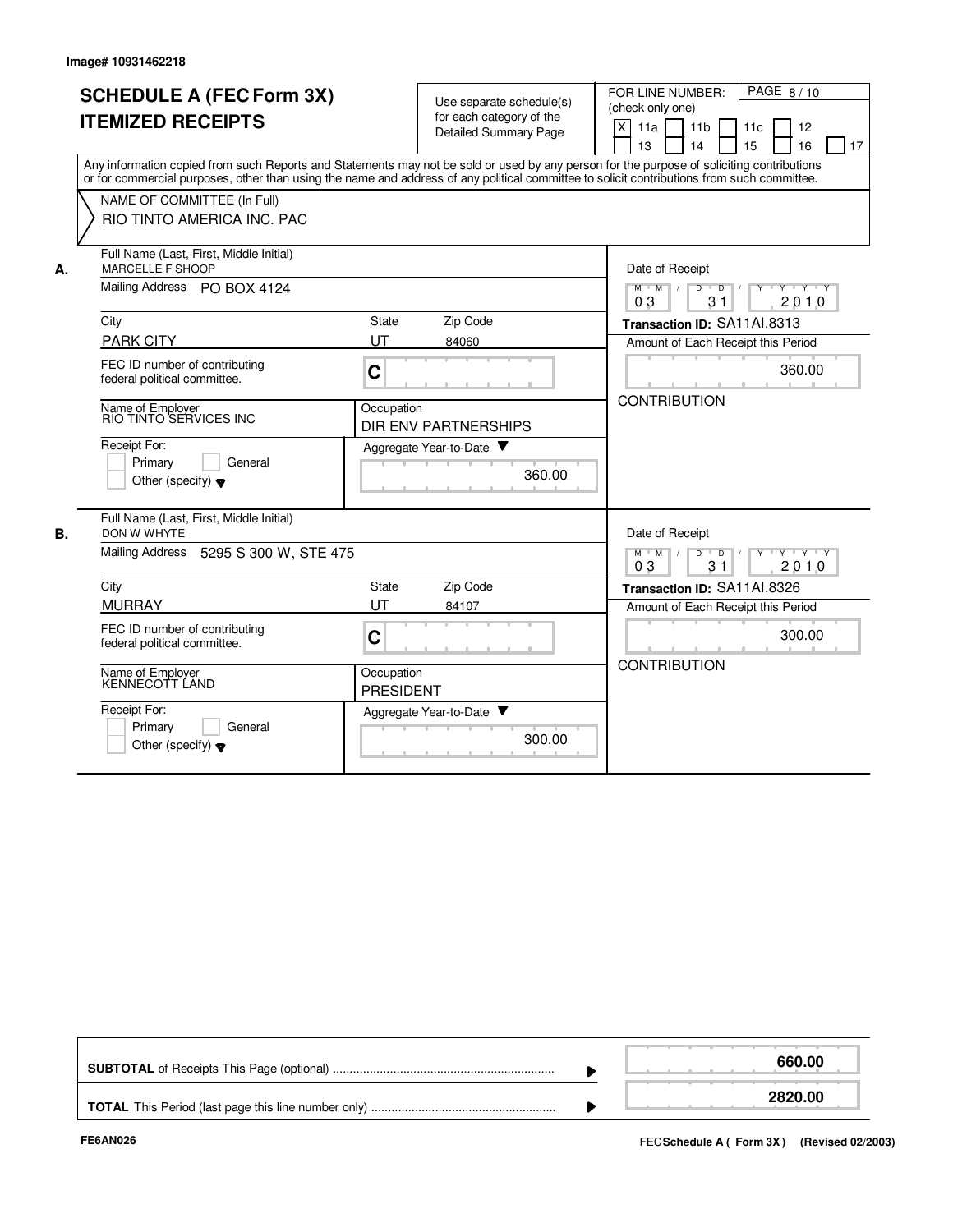Image# 10931462218

# SCHEDULE A (FEC Form 3X) ITEMIZED RECEIPTS

Use separate schedule(s) for each category of the Detailed Summary Page

FOR LINE NUMBER: (check only one)

[X] 11a [ ] 11b [ ] 11c [ ] 12 [ ] 13 [ ] 14 [ ] 15 [ ] 16 [ ] 17

PAGE 8 / 10

Any information copied from such Reports and Statements may not be sold or used by any person for the purpose of soliciting contributions or for commercial purposes, other than using the name and address of any political committee to solicit contributions from such committee.

NAME OF COMMITTEE (In Full)
RIO TINTO AMERICA INC. PAC

---

**A.** Full Name (Last, First, Middle Initial): MARCELLE F SHOOP

Mailing Address: PO BOX 4124

City: PARK CITY | State: UT | Zip Code: 84060

FEC ID number of contributing federal political committee: C

Name of Employer: RIO TINTO SERVICES INC

Occupation: DIR ENV PARTNERSHIPS

Receipt For: [ ] Primary [ ] General [ ] Other (specify)

Aggregate Year-to-Date: 360.00

Date of Receipt: 03 / 31 / 2010

Transaction ID: SA11AI.8313

Amount of Each Receipt this Period: 360.00

CONTRIBUTION

---

**B.** Full Name (Last, First, Middle Initial): DON W WHYTE

Mailing Address: 5295 S 300 W, STE 475

City: MURRAY | State: UT | Zip Code: 84107

FEC ID number of contributing federal political committee: C

Name of Employer: KENNECOTT LAND

Occupation: PRESIDENT

Receipt For: [ ] Primary [ ] General [ ] Other (specify)

Aggregate Year-to-Date: 300.00

Date of Receipt: 03 / 31 / 2010

Transaction ID: SA11AI.8326

Amount of Each Receipt this Period: 300.00

CONTRIBUTION

---

| | |
|---|---|
| **SUBTOTAL** of Receipts This Page (optional) | **660.00** |
| **TOTAL** This Period (last page this line number only) | **2820.00** |

FE6AN026

FEC **Schedule A ( Form 3X )** (Revised 02/2003)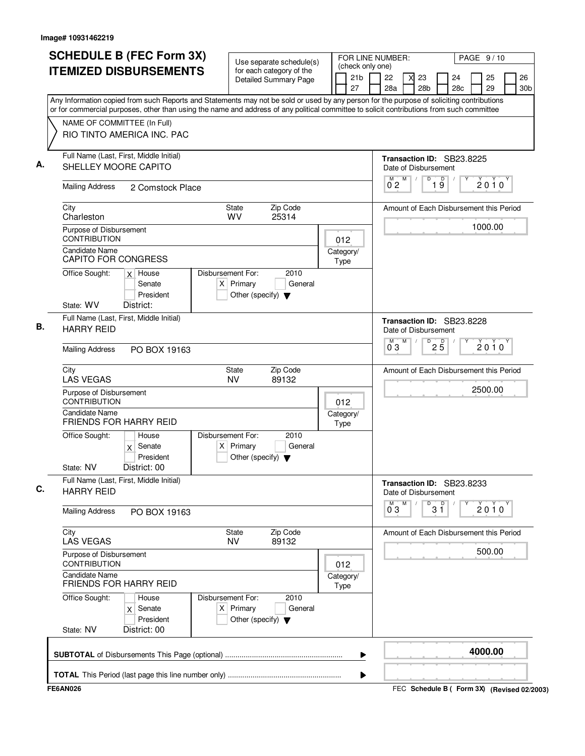Image# 10931462219

# SCHEDULE B (FEC Form 3X)
## ITEMIZED DISBURSEMENTS

Use separate schedule(s) for each category of the Detailed Summary Page

FOR LINE NUMBER: (check only one)

| | | | | | |
|---|---|---|---|---|---|
| [ ] 21b | [ ] 22 | [X] 23 | [ ] 24 | [ ] 25 | [ ] 26 |
| [ ] 27 | [ ] 28a | [ ] 28b | [ ] 28c | [ ] 29 | [ ] 30b |

PAGE 9 / 10

Any Information copied from such Reports and Statements may not be sold or used by any person for the purpose of soliciting contributions or for commercial purposes, other than using the name and address of any political committee to solicit contributions from such committee

NAME OF COMMITTEE (In Full)
RIO TINTO AMERICA INC. PAC

---

**A.** Full Name (Last, First, Middle Initial): SHELLEY MOORE CAPITO

Mailing Address: 2 Comstock Place

City: Charleston | State: WV | Zip Code: 25314

Purpose of Disbursement: CONTRIBUTION

Candidate Name: CAPITO FOR CONGRESS

Category/Type: 012

Office Sought: [X] House [ ] Senate [ ] President

State: WV District:

Disbursement For: 2010 [X] Primary [ ] General [ ] Other (specify)

Transaction ID: SB23.8225

Date of Disbursement: 02/19/2010

Amount of Each Disbursement this Period: 1000.00

---

**B.** Full Name (Last, First, Middle Initial): HARRY REID

Mailing Address: PO BOX 19163

City: LAS VEGAS | State: NV | Zip Code: 89132

Purpose of Disbursement: CONTRIBUTION

Candidate Name: FRIENDS FOR HARRY REID

Category/Type: 012

Office Sought: [ ] House [X] Senate [ ] President

State: NV District: 00

Disbursement For: 2010 [X] Primary [ ] General [ ] Other (specify)

Transaction ID: SB23.8228

Date of Disbursement: 03/25/2010

Amount of Each Disbursement this Period: 2500.00

---

**C.** Full Name (Last, First, Middle Initial): HARRY REID

Mailing Address: PO BOX 19163

City: LAS VEGAS | State: NV | Zip Code: 89132

Purpose of Disbursement: CONTRIBUTION

Candidate Name: FRIENDS FOR HARRY REID

Category/Type: 012

Office Sought: [ ] House [X] Senate [ ] President

State: NV District: 00

Disbursement For: 2010 [X] Primary [ ] General [ ] Other (specify)

Transaction ID: SB23.8233

Date of Disbursement: 03/31/2010

Amount of Each Disbursement this Period: 500.00

---

**SUBTOTAL** of Disbursements This Page (optional): **4000.00**

**TOTAL** This Period (last page this line number only):

FE6AN026

FEC **Schedule B ( Form 3X)** (Revised 02/2003)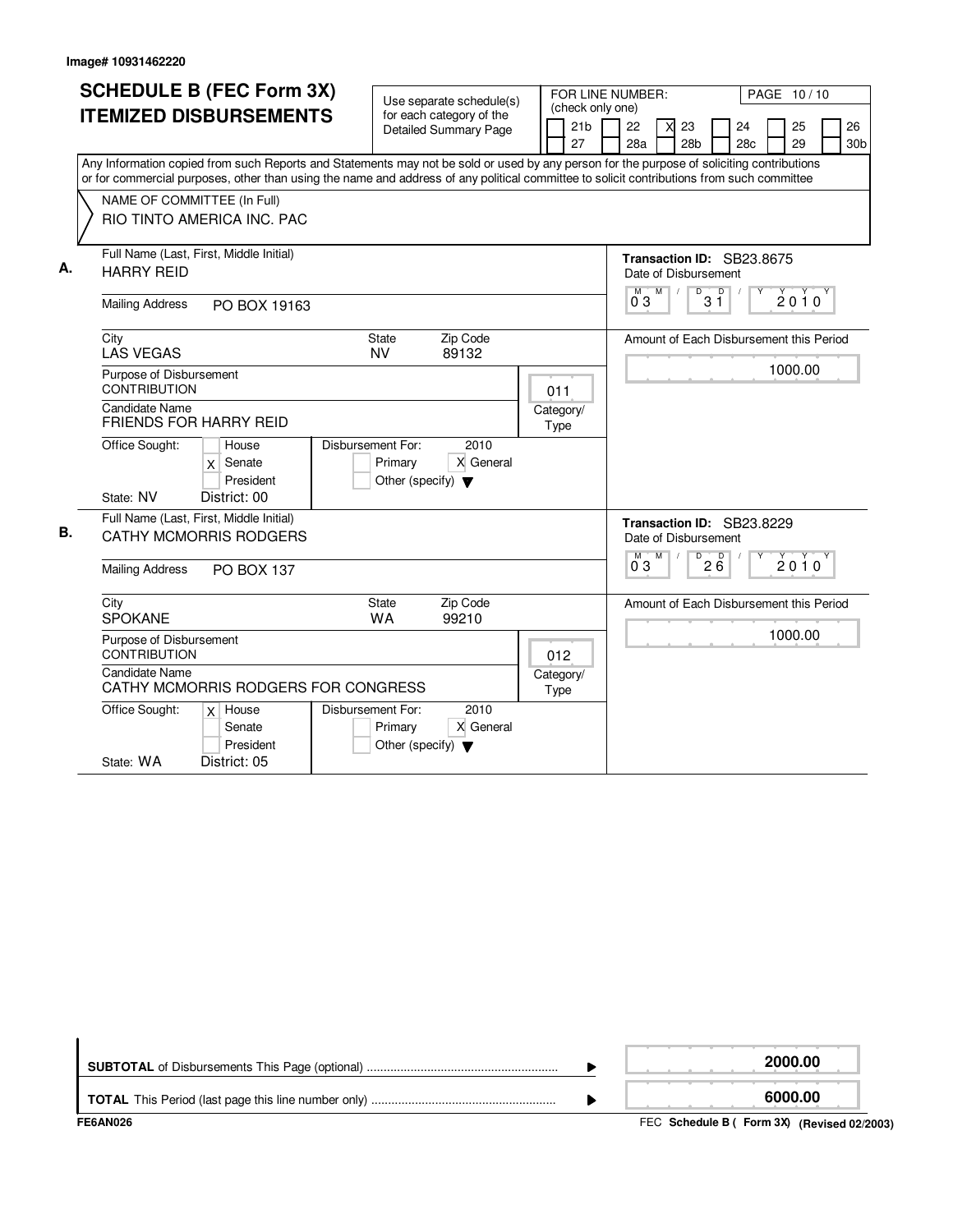Image# 10931462220

# SCHEDULE B (FEC Form 3X)
# ITEMIZED DISBURSEMENTS

Use separate schedule(s) for each category of the Detailed Summary Page

FOR LINE NUMBER: (check only one)

| | | | | | | | | | | | |
|---|---|---|---|---|---|---|---|---|---|---|---|
| [ ] | 21b | [ ] | 22 | [X] | 23 | [ ] | 24 | [ ] | 25 | [ ] | 26 |
| [ ] | 27 | [ ] | 28a | [ ] | 28b | [ ] | 28c | [ ] | 29 | [ ] | 30b |

PAGE 10 / 10

Any Information copied from such Reports and Statements may not be sold or used by any person for the purpose of soliciting contributions or for commercial purposes, other than using the name and address of any political committee to solicit contributions from such committee

NAME OF COMMITTEE (In Full)
RIO TINTO AMERICA INC. PAC

**A.** Full Name (Last, First, Middle Initial): HARRY REID

Mailing Address: PO BOX 19163

City: LAS VEGAS State: NV Zip Code: 89132

Purpose of Disbursement: CONTRIBUTION

Category/Type: 011

Candidate Name: FRIENDS FOR HARRY REID

Office Sought: [ ] House [X] Senate [ ] President

State: NV District: 00

Disbursement For: 2010 [ ] Primary [X] General [ ] Other (specify)

Transaction ID: SB23.8675

Date of Disbursement: 03 / 31 / 2010

Amount of Each Disbursement this Period: 1000.00

**B.** Full Name (Last, First, Middle Initial): CATHY MCMORRIS RODGERS

Mailing Address: PO BOX 137

City: SPOKANE State: WA Zip Code: 99210

Purpose of Disbursement: CONTRIBUTION

Category/Type: 012

Candidate Name: CATHY MCMORRIS RODGERS FOR CONGRESS

Office Sought: [X] House [ ] Senate [ ] President

State: WA District: 05

Disbursement For: 2010 [ ] Primary [X] General [ ] Other (specify)

Transaction ID: SB23.8229

Date of Disbursement: 03 / 26 / 2010

Amount of Each Disbursement this Period: 1000.00

| | |
|---|---|
| **SUBTOTAL** of Disbursements This Page (optional) | 2000.00 |
| **TOTAL** This Period (last page this line number only) | 6000.00 |

FE6AN026

FEC **Schedule B ( Form 3X) (Revised 02/2003)**